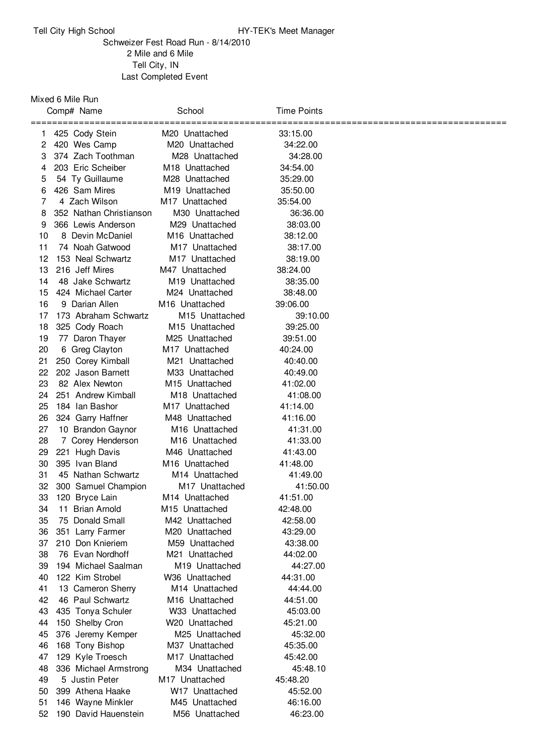Tell City High School — HY-TEK's Meet Manager

Schweizer Fest Road Run - 8/14/2010

2 Mile and 6 Mile

Tell City, IN

Last Completed Event

## Mixed 6 Mile Run

| | Comp# | Name | | School | Time | Points |
|---|---|---|---|---|---|---|
| 1 | 425 | Cody Stein | M20 | Unattached | 33:15.00 | |
| 2 | 420 | Wes Camp | M20 | Unattached | 34:22.00 | |
| 3 | 374 | Zach Toothman | M28 | Unattached | 34:28.00 | |
| 4 | 203 | Eric Scheiber | M18 | Unattached | 34:54.00 | |
| 5 | 54 | Ty Guillaume | M28 | Unattached | 35:29.00 | |
| 6 | 426 | Sam Mires | M19 | Unattached | 35:50.00 | |
| 7 | 4 | Zach Wilson | M17 | Unattached | 35:54.00 | |
| 8 | 352 | Nathan Christianson | M30 | Unattached | 36:36.00 | |
| 9 | 366 | Lewis Anderson | M29 | Unattached | 38:03.00 | |
| 10 | 8 | Devin McDaniel | M16 | Unattached | 38:12.00 | |
| 11 | 74 | Noah Gatwood | M17 | Unattached | 38:17.00 | |
| 12 | 153 | Neal Schwartz | M17 | Unattached | 38:19.00 | |
| 13 | 216 | Jeff Mires | M47 | Unattached | 38:24.00 | |
| 14 | 48 | Jake Schwartz | M19 | Unattached | 38:35.00 | |
| 15 | 424 | Michael Carter | M24 | Unattached | 38:48.00 | |
| 16 | 9 | Darian Allen | M16 | Unattached | 39:06.00 | |
| 17 | 173 | Abraham Schwartz | M15 | Unattached | 39:10.00 | |
| 18 | 325 | Cody Roach | M15 | Unattached | 39:25.00 | |
| 19 | 77 | Daron Thayer | M25 | Unattached | 39:51.00 | |
| 20 | 6 | Greg Clayton | M17 | Unattached | 40:24.00 | |
| 21 | 250 | Corey Kimball | M21 | Unattached | 40:40.00 | |
| 22 | 202 | Jason Barnett | M33 | Unattached | 40:49.00 | |
| 23 | 82 | Alex Newton | M15 | Unattached | 41:02.00 | |
| 24 | 251 | Andrew Kimball | M18 | Unattached | 41:08.00 | |
| 25 | 184 | Ian Bashor | M17 | Unattached | 41:14.00 | |
| 26 | 324 | Garry Haffner | M48 | Unattached | 41:16.00 | |
| 27 | 10 | Brandon Gaynor | M16 | Unattached | 41:31.00 | |
| 28 | 7 | Corey Henderson | M16 | Unattached | 41:33.00 | |
| 29 | 221 | Hugh Davis | M46 | Unattached | 41:43.00 | |
| 30 | 395 | Ivan Bland | M16 | Unattached | 41:48.00 | |
| 31 | 45 | Nathan Schwartz | M14 | Unattached | 41:49.00 | |
| 32 | 300 | Samuel Champion | M17 | Unattached | 41:50.00 | |
| 33 | 120 | Bryce Lain | M14 | Unattached | 41:51.00 | |
| 34 | 11 | Brian Arnold | M15 | Unattached | 42:48.00 | |
| 35 | 75 | Donald Small | M42 | Unattached | 42:58.00 | |
| 36 | 351 | Larry Farmer | M20 | Unattached | 43:29.00 | |
| 37 | 210 | Don Knieriem | M59 | Unattached | 43:38.00 | |
| 38 | 76 | Evan Nordhoff | M21 | Unattached | 44:02.00 | |
| 39 | 194 | Michael Saalman | M19 | Unattached | 44:27.00 | |
| 40 | 122 | Kim Strobel | W36 | Unattached | 44:31.00 | |
| 41 | 13 | Cameron Sherry | M14 | Unattached | 44:44.00 | |
| 42 | 46 | Paul Schwartz | M16 | Unattached | 44:51.00 | |
| 43 | 435 | Tonya Schuler | W33 | Unattached | 45:03.00 | |
| 44 | 150 | Shelby Cron | W20 | Unattached | 45:21.00 | |
| 45 | 376 | Jeremy Kemper | M25 | Unattached | 45:32.00 | |
| 46 | 168 | Tony Bishop | M37 | Unattached | 45:35.00 | |
| 47 | 129 | Kyle Troesch | M17 | Unattached | 45:42.00 | |
| 48 | 336 | Michael Armstrong | M34 | Unattached | 45:48.10 | |
| 49 | 5 | Justin Peter | M17 | Unattached | 45:48.20 | |
| 50 | 399 | Athena Haake | W17 | Unattached | 45:52.00 | |
| 51 | 146 | Wayne Minkler | M45 | Unattached | 46:16.00 | |
| 52 | 190 | David Hauenstein | M56 | Unattached | 46:23.00 | |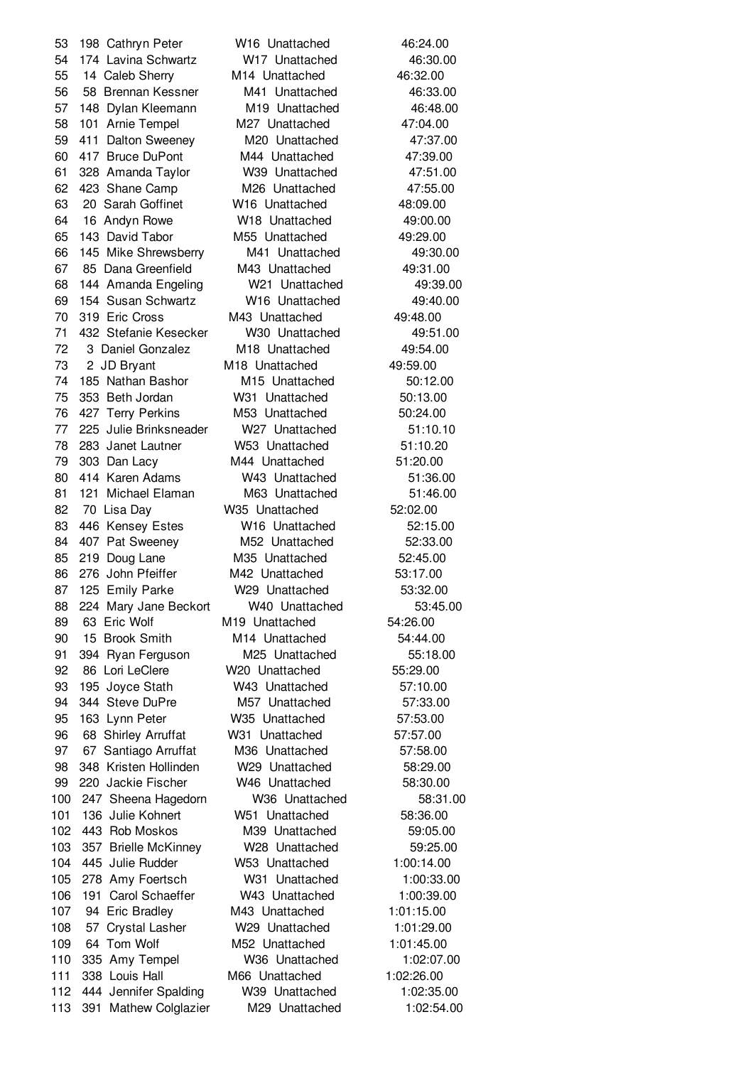| | | | | | |
|---|---|---|---|---|---|
| 53 | 198 | Cathryn Peter | W16 | Unattached | 46:24.00 |
| 54 | 174 | Lavina Schwartz | W17 | Unattached | 46:30.00 |
| 55 | 14 | Caleb Sherry | M14 | Unattached | 46:32.00 |
| 56 | 58 | Brennan Kessner | M41 | Unattached | 46:33.00 |
| 57 | 148 | Dylan Kleemann | M19 | Unattached | 46:48.00 |
| 58 | 101 | Arnie Tempel | M27 | Unattached | 47:04.00 |
| 59 | 411 | Dalton Sweeney | M20 | Unattached | 47:37.00 |
| 60 | 417 | Bruce DuPont | M44 | Unattached | 47:39.00 |
| 61 | 328 | Amanda Taylor | W39 | Unattached | 47:51.00 |
| 62 | 423 | Shane Camp | M26 | Unattached | 47:55.00 |
| 63 | 20 | Sarah Goffinet | W16 | Unattached | 48:09.00 |
| 64 | 16 | Andyn Rowe | W18 | Unattached | 49:00.00 |
| 65 | 143 | David Tabor | M55 | Unattached | 49:29.00 |
| 66 | 145 | Mike Shrewsberry | M41 | Unattached | 49:30.00 |
| 67 | 85 | Dana Greenfield | M43 | Unattached | 49:31.00 |
| 68 | 144 | Amanda Engeling | W21 | Unattached | 49:39.00 |
| 69 | 154 | Susan Schwartz | W16 | Unattached | 49:40.00 |
| 70 | 319 | Eric Cross | M43 | Unattached | 49:48.00 |
| 71 | 432 | Stefanie Kesecker | W30 | Unattached | 49:51.00 |
| 72 | 3 | Daniel Gonzalez | M18 | Unattached | 49:54.00 |
| 73 | 2 | JD Bryant | M18 | Unattached | 49:59.00 |
| 74 | 185 | Nathan Bashor | M15 | Unattached | 50:12.00 |
| 75 | 353 | Beth Jordan | W31 | Unattached | 50:13.00 |
| 76 | 427 | Terry Perkins | M53 | Unattached | 50:24.00 |
| 77 | 225 | Julie Brinksneader | W27 | Unattached | 51:10.10 |
| 78 | 283 | Janet Lautner | W53 | Unattached | 51:10.20 |
| 79 | 303 | Dan Lacy | M44 | Unattached | 51:20.00 |
| 80 | 414 | Karen Adams | W43 | Unattached | 51:36.00 |
| 81 | 121 | Michael Elaman | M63 | Unattached | 51:46.00 |
| 82 | 70 | Lisa Day | W35 | Unattached | 52:02.00 |
| 83 | 446 | Kensey Estes | W16 | Unattached | 52:15.00 |
| 84 | 407 | Pat Sweeney | M52 | Unattached | 52:33.00 |
| 85 | 219 | Doug Lane | M35 | Unattached | 52:45.00 |
| 86 | 276 | John Pfeiffer | M42 | Unattached | 53:17.00 |
| 87 | 125 | Emily Parke | W29 | Unattached | 53:32.00 |
| 88 | 224 | Mary Jane Beckort | W40 | Unattached | 53:45.00 |
| 89 | 63 | Eric Wolf | M19 | Unattached | 54:26.00 |
| 90 | 15 | Brook Smith | M14 | Unattached | 54:44.00 |
| 91 | 394 | Ryan Ferguson | M25 | Unattached | 55:18.00 |
| 92 | 86 | Lori LeClere | W20 | Unattached | 55:29.00 |
| 93 | 195 | Joyce Stath | W43 | Unattached | 57:10.00 |
| 94 | 344 | Steve DuPre | M57 | Unattached | 57:33.00 |
| 95 | 163 | Lynn Peter | W35 | Unattached | 57:53.00 |
| 96 | 68 | Shirley Arruffat | W31 | Unattached | 57:57.00 |
| 97 | 67 | Santiago Arruffat | M36 | Unattached | 57:58.00 |
| 98 | 348 | Kristen Hollinden | W29 | Unattached | 58:29.00 |
| 99 | 220 | Jackie Fischer | W46 | Unattached | 58:30.00 |
| 100 | 247 | Sheena Hagedorn | W36 | Unattached | 58:31.00 |
| 101 | 136 | Julie Kohnert | W51 | Unattached | 58:36.00 |
| 102 | 443 | Rob Moskos | M39 | Unattached | 59:05.00 |
| 103 | 357 | Brielle McKinney | W28 | Unattached | 59:25.00 |
| 104 | 445 | Julie Rudder | W53 | Unattached | 1:00:14.00 |
| 105 | 278 | Amy Foertsch | W31 | Unattached | 1:00:33.00 |
| 106 | 191 | Carol Schaeffer | W43 | Unattached | 1:00:39.00 |
| 107 | 94 | Eric Bradley | M43 | Unattached | 1:01:15.00 |
| 108 | 57 | Crystal Lasher | W29 | Unattached | 1:01:29.00 |
| 109 | 64 | Tom Wolf | M52 | Unattached | 1:01:45.00 |
| 110 | 335 | Amy Tempel | W36 | Unattached | 1:02:07.00 |
| 111 | 338 | Louis Hall | M66 | Unattached | 1:02:26.00 |
| 112 | 444 | Jennifer Spalding | W39 | Unattached | 1:02:35.00 |
| 113 | 391 | Mathew Colglazier | M29 | Unattached | 1:02:54.00 |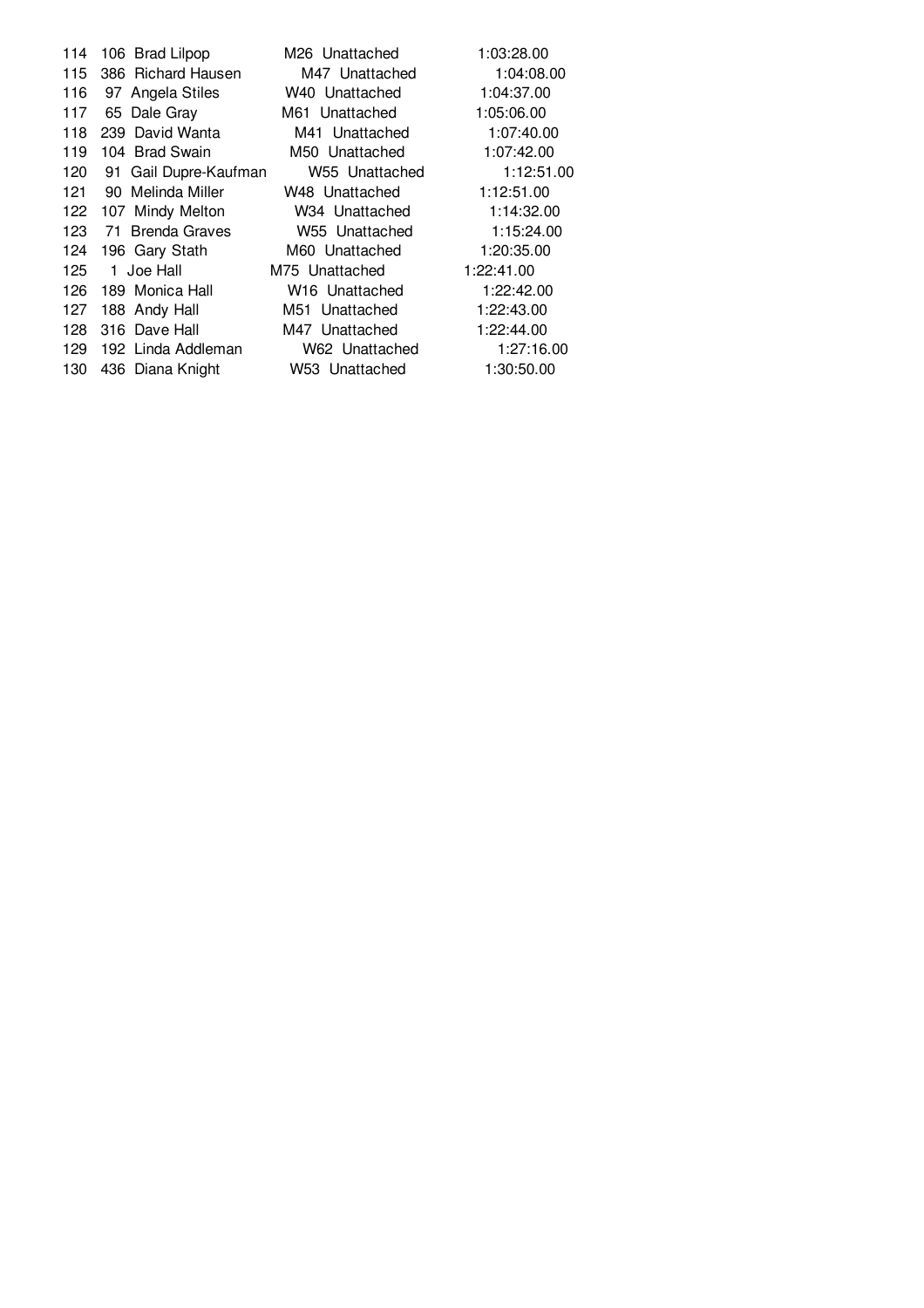| | | | | | |
|---|---|---|---|---|---|
| 114 | 106 | Brad Lilpop | M26 | Unattached | 1:03:28.00 |
| 115 | 386 | Richard Hausen | M47 | Unattached | 1:04:08.00 |
| 116 | 97 | Angela Stiles | W40 | Unattached | 1:04:37.00 |
| 117 | 65 | Dale Gray | M61 | Unattached | 1:05:06.00 |
| 118 | 239 | David Wanta | M41 | Unattached | 1:07:40.00 |
| 119 | 104 | Brad Swain | M50 | Unattached | 1:07:42.00 |
| 120 | 91 | Gail Dupre-Kaufman | W55 | Unattached | 1:12:51.00 |
| 121 | 90 | Melinda Miller | W48 | Unattached | 1:12:51.00 |
| 122 | 107 | Mindy Melton | W34 | Unattached | 1:14:32.00 |
| 123 | 71 | Brenda Graves | W55 | Unattached | 1:15:24.00 |
| 124 | 196 | Gary Stath | M60 | Unattached | 1:20:35.00 |
| 125 | 1 | Joe Hall | M75 | Unattached | 1:22:41.00 |
| 126 | 189 | Monica Hall | W16 | Unattached | 1:22:42.00 |
| 127 | 188 | Andy Hall | M51 | Unattached | 1:22:43.00 |
| 128 | 316 | Dave Hall | M47 | Unattached | 1:22:44.00 |
| 129 | 192 | Linda Addleman | W62 | Unattached | 1:27:16.00 |
| 130 | 436 | Diana Knight | W53 | Unattached | 1:30:50.00 |